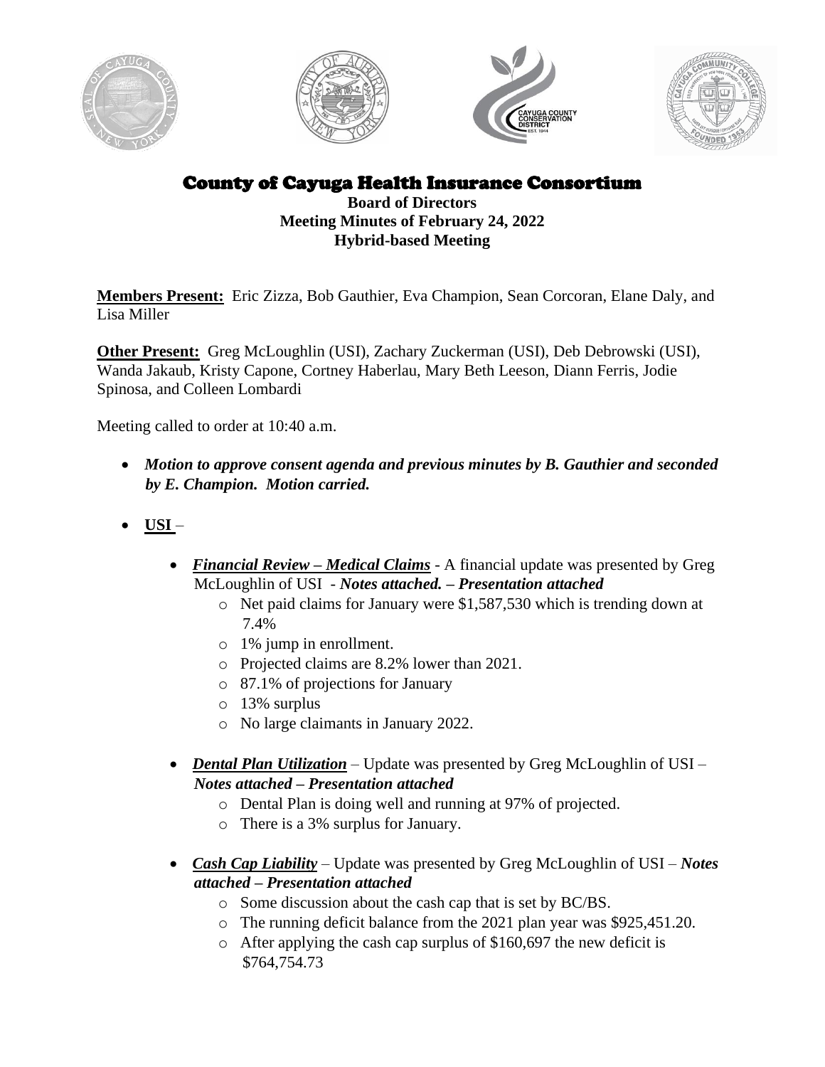# County of Cayuga Health Insurance Consortium

**Board of Directors**
**Meeting Minutes of February 24, 2022**
**Hybrid-based Meeting**

**Members Present:** Eric Zizza, Bob Gauthier, Eva Champion, Sean Corcoran, Elane Daly, and Lisa Miller

**Other Present:** Greg McLoughlin (USI), Zachary Zuckerman (USI), Deb Debrowski (USI), Wanda Jakaub, Kristy Capone, Cortney Haberlau, Mary Beth Leeson, Diann Ferris, Jodie Spinosa, and Colleen Lombardi

Meeting called to order at 10:40 a.m.

- ***Motion to approve consent agenda and previous minutes by B. Gauthier and seconded by E. Champion. Motion carried.***

- **USI** –

  - ***Financial Review – Medical Claims*** - A financial update was presented by Greg McLoughlin of USI - ***Notes attached. – Presentation attached***
    - Net paid claims for January were $1,587,530 which is trending down at 7.4%
    - 1% jump in enrollment.
    - Projected claims are 8.2% lower than 2021.
    - 87.1% of projections for January
    - 13% surplus
    - No large claimants in January 2022.

  - ***Dental Plan Utilization*** – Update was presented by Greg McLoughlin of USI – ***Notes attached – Presentation attached***
    - Dental Plan is doing well and running at 97% of projected.
    - There is a 3% surplus for January.

  - ***Cash Cap Liability*** – Update was presented by Greg McLoughlin of USI – ***Notes attached – Presentation attached***
    - Some discussion about the cash cap that is set by BC/BS.
    - The running deficit balance from the 2021 plan year was $925,451.20.
    - After applying the cash cap surplus of $160,697 the new deficit is $764,754.73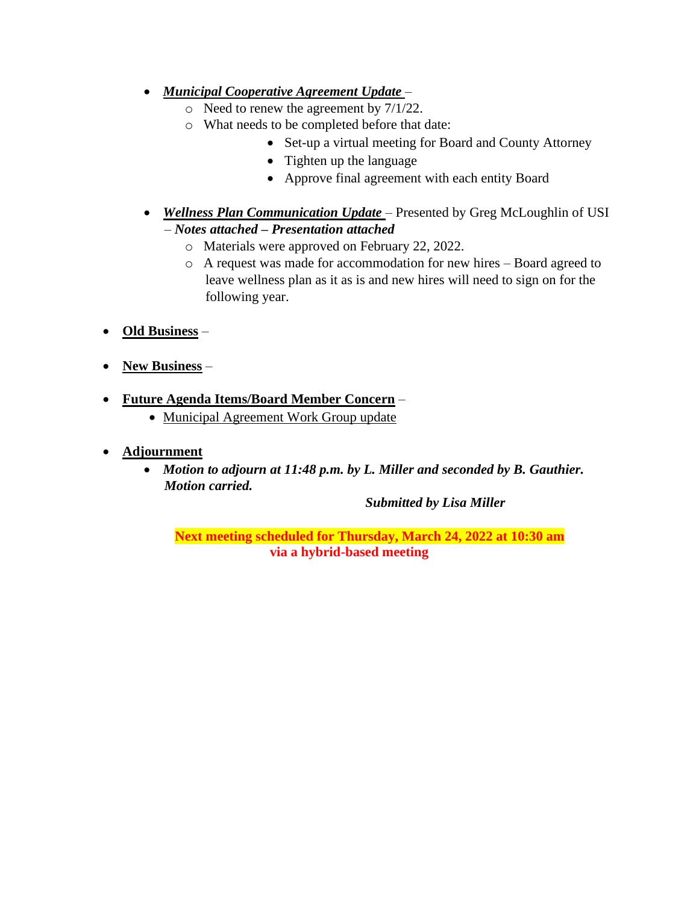- ***Municipal Cooperative Agreement Update*** –
  - Need to renew the agreement by 7/1/22.
  - What needs to be completed before that date:
    - Set-up a virtual meeting for Board and County Attorney
    - Tighten up the language
    - Approve final agreement with each entity Board

- ***Wellness Plan Communication Update*** – Presented by Greg McLoughlin of USI – ***Notes attached – Presentation attached***
  - Materials were approved on February 22, 2022.
  - A request was made for accommodation for new hires – Board agreed to leave wellness plan as it as is and new hires will need to sign on for the following year.

- **Old Business** –

- **New Business** –

- **Future Agenda Items/Board Member Concern** –
  - Municipal Agreement Work Group update

- **Adjournment**
  - ***Motion to adjourn at 11:48 p.m. by L. Miller and seconded by B. Gauthier. Motion carried.***

***Submitted by Lisa Miller***

**Next meeting scheduled for Thursday, March 24, 2022 at 10:30 am via a hybrid-based meeting**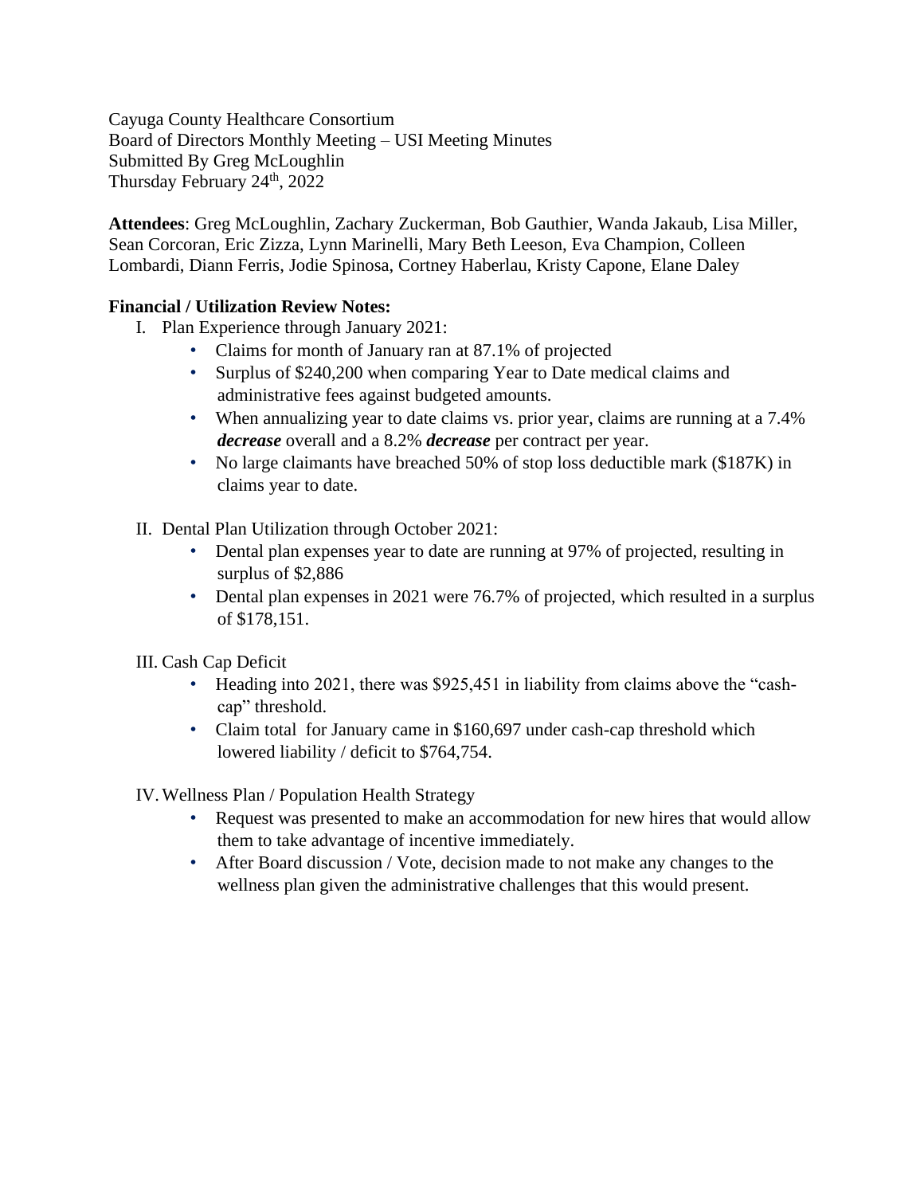Cayuga County Healthcare Consortium
Board of Directors Monthly Meeting – USI Meeting Minutes
Submitted By Greg McLoughlin
Thursday February 24th, 2022

**Attendees**: Greg McLoughlin, Zachary Zuckerman, Bob Gauthier, Wanda Jakaub, Lisa Miller, Sean Corcoran, Eric Zizza, Lynn Marinelli, Mary Beth Leeson, Eva Champion, Colleen Lombardi, Diann Ferris, Jodie Spinosa, Cortney Haberlau, Kristy Capone, Elane Daley

**Financial / Utilization Review Notes:**

I. Plan Experience through January 2021:
   - Claims for month of January ran at 87.1% of projected
   - Surplus of $240,200 when comparing Year to Date medical claims and administrative fees against budgeted amounts.
   - When annualizing year to date claims vs. prior year, claims are running at a 7.4% ***decrease*** overall and a 8.2% ***decrease*** per contract per year.
   - No large claimants have breached 50% of stop loss deductible mark ($187K) in claims year to date.

II. Dental Plan Utilization through October 2021:
   - Dental plan expenses year to date are running at 97% of projected, resulting in surplus of $2,886
   - Dental plan expenses in 2021 were 76.7% of projected, which resulted in a surplus of $178,151.

III. Cash Cap Deficit
   - Heading into 2021, there was $925,451 in liability from claims above the "cash-cap" threshold.
   - Claim total for January came in $160,697 under cash-cap threshold which lowered liability / deficit to $764,754.

IV. Wellness Plan / Population Health Strategy
   - Request was presented to make an accommodation for new hires that would allow them to take advantage of incentive immediately.
   - After Board discussion / Vote, decision made to not make any changes to the wellness plan given the administrative challenges that this would present.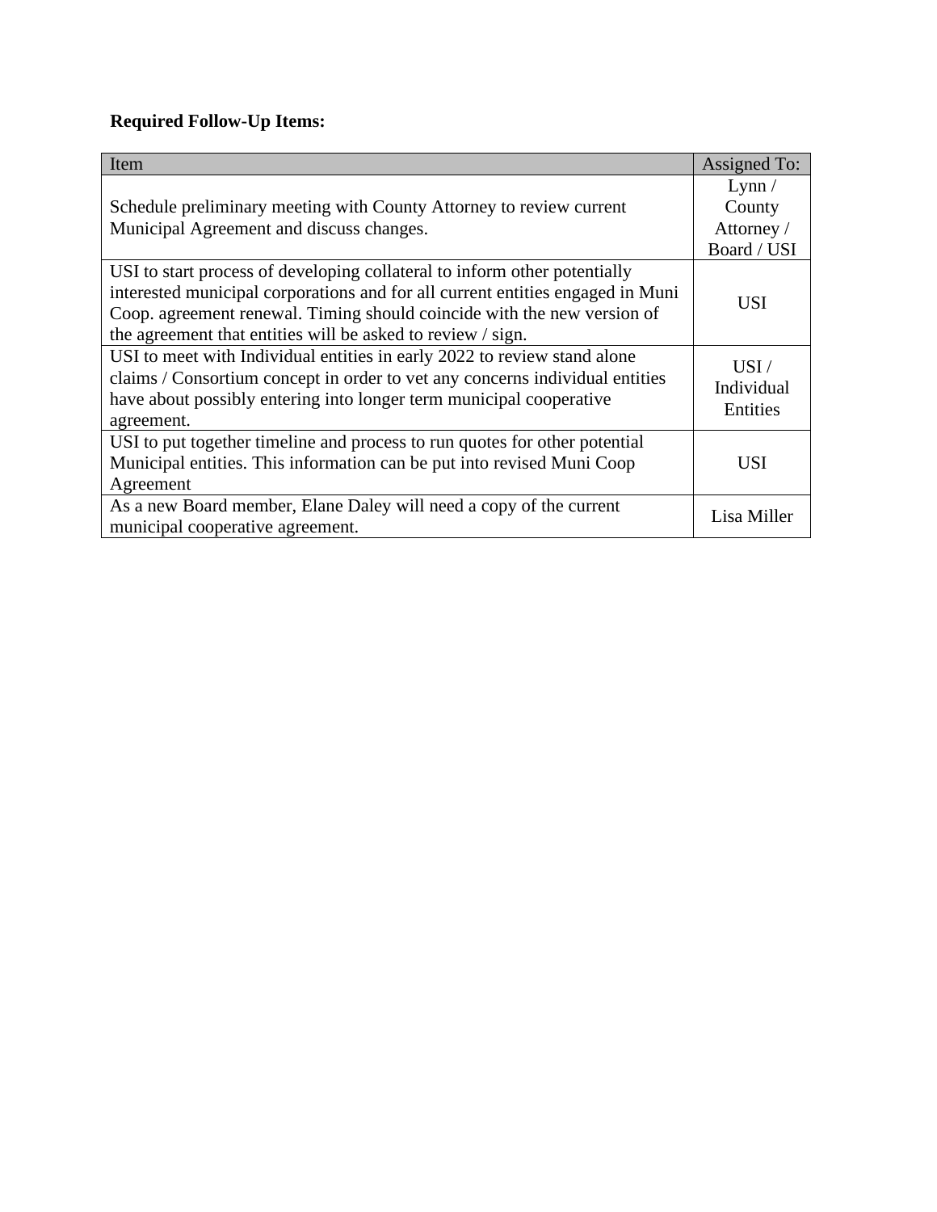**Required Follow-Up Items:**

| Item | Assigned To: |
|---|---|
| Schedule preliminary meeting with County Attorney to review current Municipal Agreement and discuss changes. | Lynn / County Attorney / Board / USI |
| USI to start process of developing collateral to inform other potentially interested municipal corporations and for all current entities engaged in Muni Coop. agreement renewal. Timing should coincide with the new version of the agreement that entities will be asked to review / sign. | USI |
| USI to meet with Individual entities in early 2022 to review stand alone claims / Consortium concept in order to vet any concerns individual entities have about possibly entering into longer term municipal cooperative agreement. | USI / Individual Entities |
| USI to put together timeline and process to run quotes for other potential Municipal entities. This information can be put into revised Muni Coop Agreement | USI |
| As a new Board member, Elane Daley will need a copy of the current municipal cooperative agreement. | Lisa Miller |